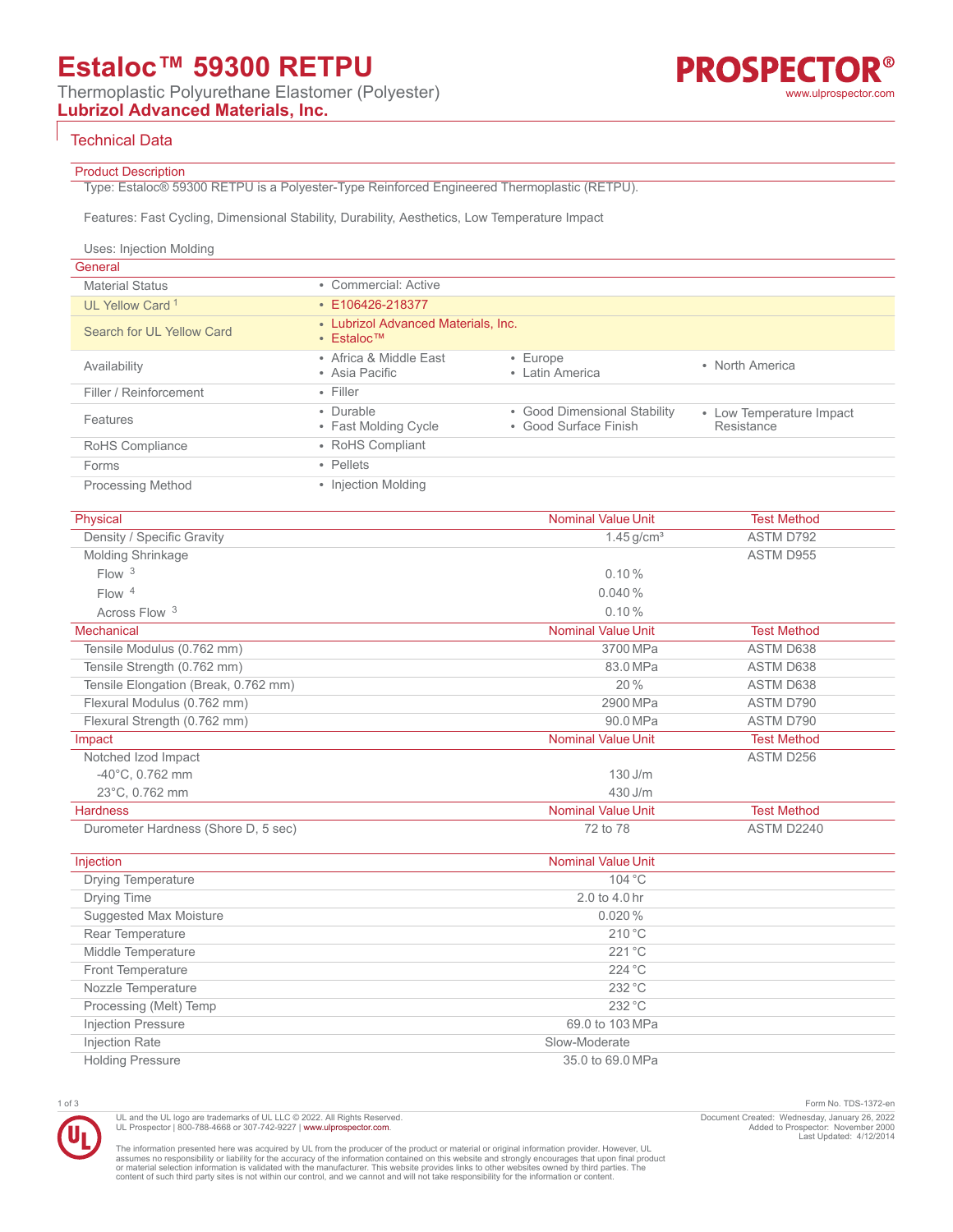# Estaloc™ 59300 RETPU

Thermoplastic Polyurethane Elastomer (Polyester)

**Lubrizol Advanced Materials, Inc.**

## Technical Data

### Product Description

Type: Estaloc® 59300 RETPU is a Polyester-Type Reinforced Engineered Thermoplastic (RETPU).

Features: Fast Cycling, Dimensional Stability, Durability, Aesthetics, Low Temperature Impact

Uses: Injection Molding

### General

| | | | |
|---|---|---|---|
| Material Status | • Commercial: Active | | |
| UL Yellow Card [1] | • E106426-218377 | | |
| Search for UL Yellow Card | • Lubrizol Advanced Materials, Inc.<br>• Estaloc™ | | |
| Availability | • Africa & Middle East<br>• Asia Pacific | • Europe<br>• Latin America | • North America |
| Filler / Reinforcement | • Filler | | |
| Features | • Durable<br>• Fast Molding Cycle | • Good Dimensional Stability<br>• Good Surface Finish | • Low Temperature Impact Resistance |
| RoHS Compliance | • RoHS Compliant | | |
| Forms | • Pellets | | |
| Processing Method | • Injection Molding | | |

| Physical | Nominal Value Unit | Test Method |
|---|---|---|
| Density / Specific Gravity | 1.45 g/cm³ | ASTM D792 |
| Molding Shrinkage | | ASTM D955 |
| Flow [3] | 0.10 % | |
| Flow [4] | 0.040 % | |
| Across Flow [3] | 0.10 % | |

| Mechanical | Nominal Value Unit | Test Method |
|---|---|---|
| Tensile Modulus (0.762 mm) | 3700 MPa | ASTM D638 |
| Tensile Strength (0.762 mm) | 83.0 MPa | ASTM D638 |
| Tensile Elongation (Break, 0.762 mm) | 20 % | ASTM D638 |
| Flexural Modulus (0.762 mm) | 2900 MPa | ASTM D790 |
| Flexural Strength (0.762 mm) | 90.0 MPa | ASTM D790 |

| Impact | Nominal Value Unit | Test Method |
|---|---|---|
| Notched Izod Impact | | ASTM D256 |
| -40°C, 0.762 mm | 130 J/m | |
| 23°C, 0.762 mm | 430 J/m | |

| Hardness | Nominal Value Unit | Test Method |
|---|---|---|
| Durometer Hardness (Shore D, 5 sec) | 72 to 78 | ASTM D2240 |

| Injection | Nominal Value Unit |
|---|---|
| Drying Temperature | 104 °C |
| Drying Time | 2.0 to 4.0 hr |
| Suggested Max Moisture | 0.020 % |
| Rear Temperature | 210 °C |
| Middle Temperature | 221 °C |
| Front Temperature | 224 °C |
| Nozzle Temperature | 232 °C |
| Processing (Melt) Temp | 232 °C |
| Injection Pressure | 69.0 to 103 MPa |
| Injection Rate | Slow-Moderate |
| Holding Pressure | 35.0 to 69.0 MPa |

Form No. TDS-1372-en

UL and the UL logo are trademarks of UL LLC © 2022. All Rights Reserved.
UL Prospector | 800-788-4668 or 307-742-9227 | www.ulprospector.com.

Document Created: Wednesday, January 26, 2022
Added to Prospector: November 2000
Last Updated: 4/12/2014

The information presented here was acquired by UL from the producer of the product or material or original information provider. However, UL assumes no responsibility or liability for the accuracy of the information contained on this website and strongly encourages that upon final product or material selection information is validated with the manufacturer. This website provides links to other websites owned by third parties. The content of such third party sites is not within our control, and we cannot and will not take responsibility for the information or content.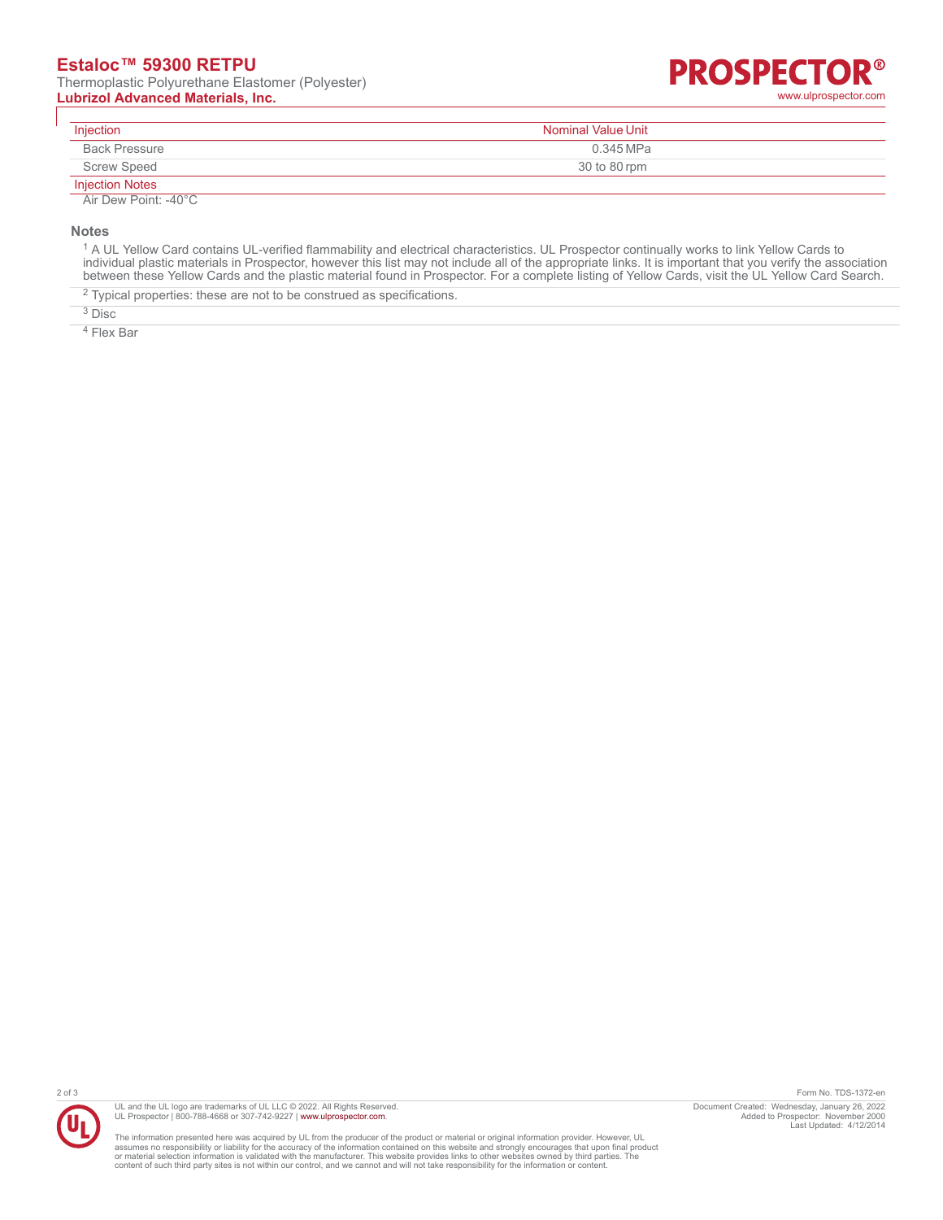| Injection | Nominal Value | Unit |
| --- | --- | --- |
| Back Pressure | 0.345 | MPa |
| Screw Speed | 30 to 80 | rpm |

| Injection Notes |
| --- |
| Air Dew Point: -40°C |

## Notes

[1] A UL Yellow Card contains UL-verified flammability and electrical characteristics. UL Prospector continually works to link Yellow Cards to individual plastic materials in Prospector, however this list may not include all of the appropriate links. It is important that you verify the association between these Yellow Cards and the plastic material found in Prospector. For a complete listing of Yellow Cards, visit the UL Yellow Card Search.

[2] Typical properties: these are not to be construed as specifications.

[3] Disc

[4] Flex Bar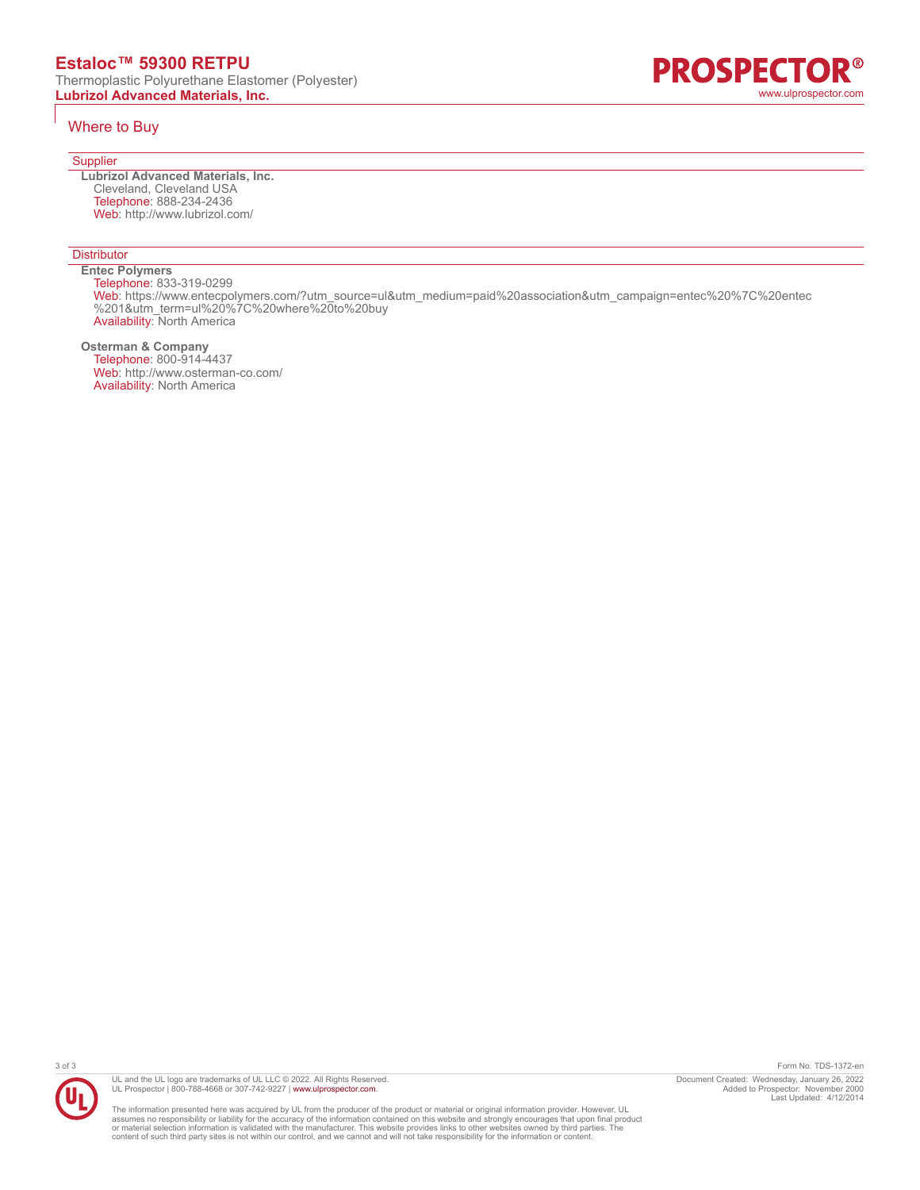## Where to Buy

### Supplier

**Lubrizol Advanced Materials, Inc.**
Cleveland, Cleveland USA
Telephone: 888-234-2436
Web: http://www.lubrizol.com/

### Distributor

**Entec Polymers**
Telephone: 833-319-0299
Web: https://www.entecpolymers.com/?utm_source=ul&utm_medium=paid%20association&utm_campaign=entec%20%7C%20entec%201&utm_term=ul%20%7C%20where%20to%20buy
Availability: North America

**Osterman & Company**
Telephone: 800-914-4437
Web: http://www.osterman-co.com/
Availability: North America